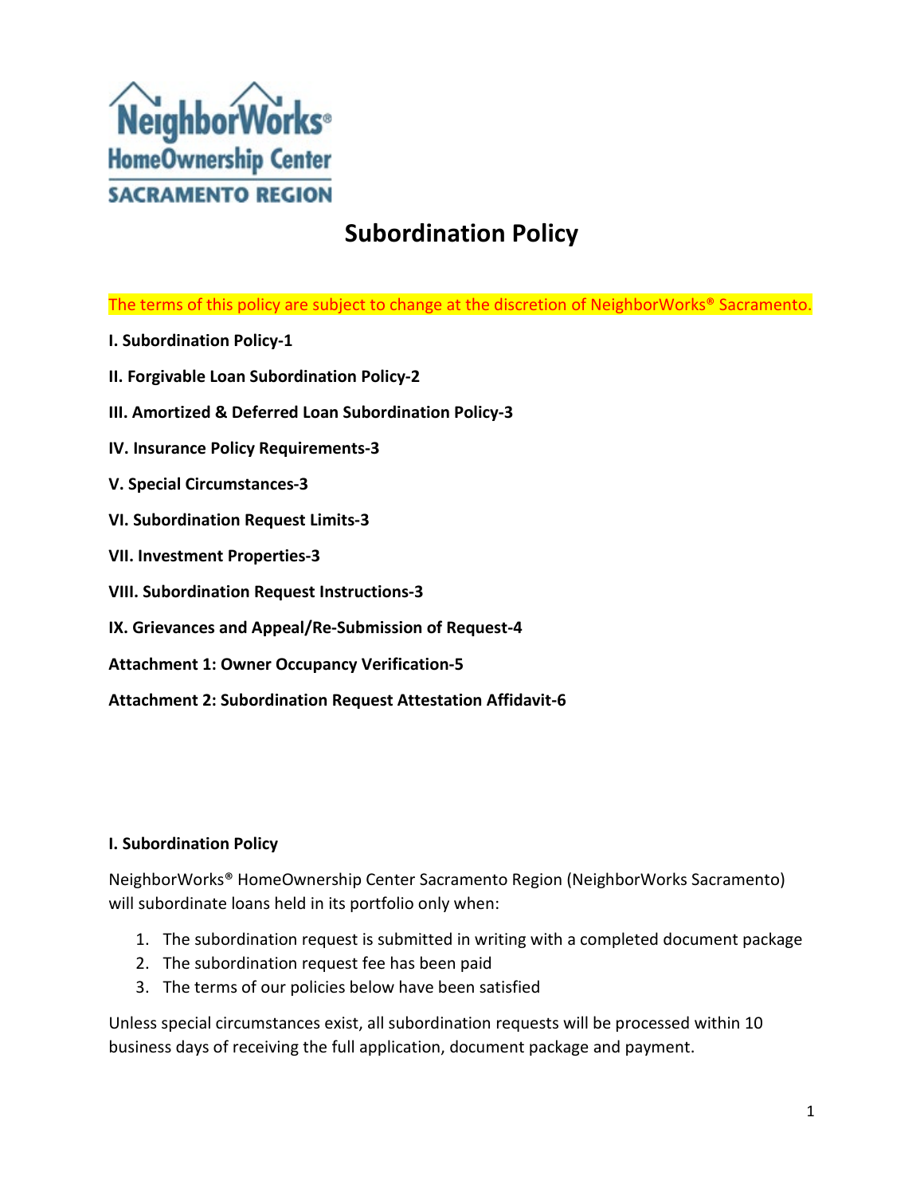# Subordination Policy

The terms of this policy are subject to change at the discretion of NeighborWorks® Sacramento.

**I. Subordination Policy-1**

**II. Forgivable Loan Subordination Policy-2**

**III. Amortized & Deferred Loan Subordination Policy-3**

**IV. Insurance Policy Requirements-3**

**V. Special Circumstances-3**

**VI. Subordination Request Limits-3**

**VII. Investment Properties-3**

**VIII. Subordination Request Instructions-3**

**IX. Grievances and Appeal/Re-Submission of Request-4**

**Attachment 1: Owner Occupancy Verification-5**

**Attachment 2: Subordination Request Attestation Affidavit-6**

## I. Subordination Policy

NeighborWorks® HomeOwnership Center Sacramento Region (NeighborWorks Sacramento) will subordinate loans held in its portfolio only when:

1. The subordination request is submitted in writing with a completed document package
2. The subordination request fee has been paid
3. The terms of our policies below have been satisfied

Unless special circumstances exist, all subordination requests will be processed within 10 business days of receiving the full application, document package and payment.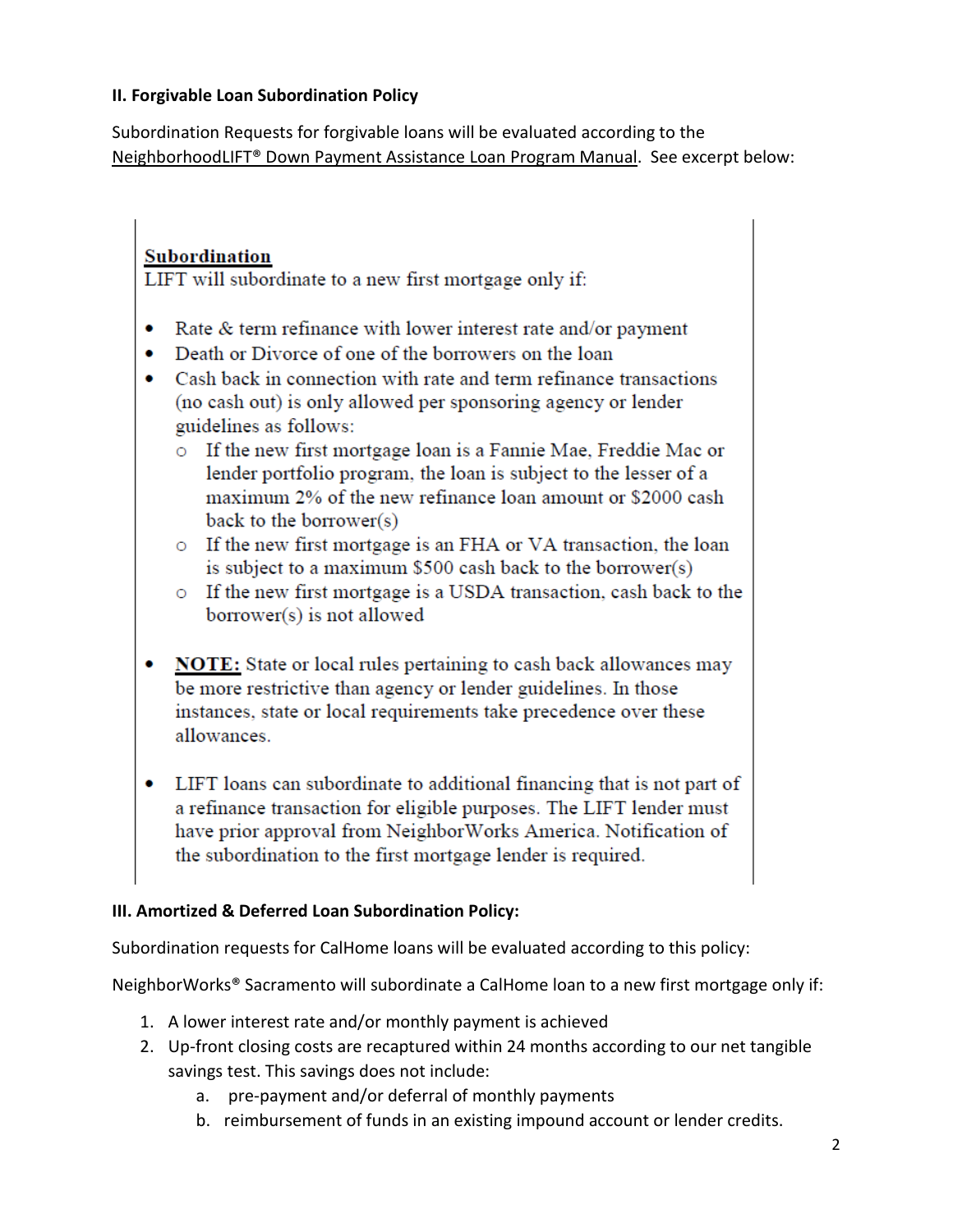### II. Forgivable Loan Subordination Policy

Subordination Requests for forgivable loans will be evaluated according to the NeighborhoodLIFT® Down Payment Assistance Loan Program Manual. See excerpt below:

> **Subordination**
> LIFT will subordinate to a new first mortgage only if:
>
> - Rate & term refinance with lower interest rate and/or payment
> - Death or Divorce of one of the borrowers on the loan
> - Cash back in connection with rate and term refinance transactions (no cash out) is only allowed per sponsoring agency or lender guidelines as follows:
>   - If the new first mortgage loan is a Fannie Mae, Freddie Mac or lender portfolio program, the loan is subject to the lesser of a maximum 2% of the new refinance loan amount or $2000 cash back to the borrower(s)
>   - If the new first mortgage is an FHA or VA transaction, the loan is subject to a maximum $500 cash back to the borrower(s)
>   - If the new first mortgage is a USDA transaction, cash back to the borrower(s) is not allowed
>
> - **NOTE:** State or local rules pertaining to cash back allowances may be more restrictive than agency or lender guidelines. In those instances, state or local requirements take precedence over these allowances.
>
> - LIFT loans can subordinate to additional financing that is not part of a refinance transaction for eligible purposes. The LIFT lender must have prior approval from NeighborWorks America. Notification of the subordination to the first mortgage lender is required.

### III. Amortized & Deferred Loan Subordination Policy:

Subordination requests for CalHome loans will be evaluated according to this policy:

NeighborWorks® Sacramento will subordinate a CalHome loan to a new first mortgage only if:

1. A lower interest rate and/or monthly payment is achieved
2. Up-front closing costs are recaptured within 24 months according to our net tangible savings test. This savings does not include:
   a. pre-payment and/or deferral of monthly payments
   b. reimbursement of funds in an existing impound account or lender credits.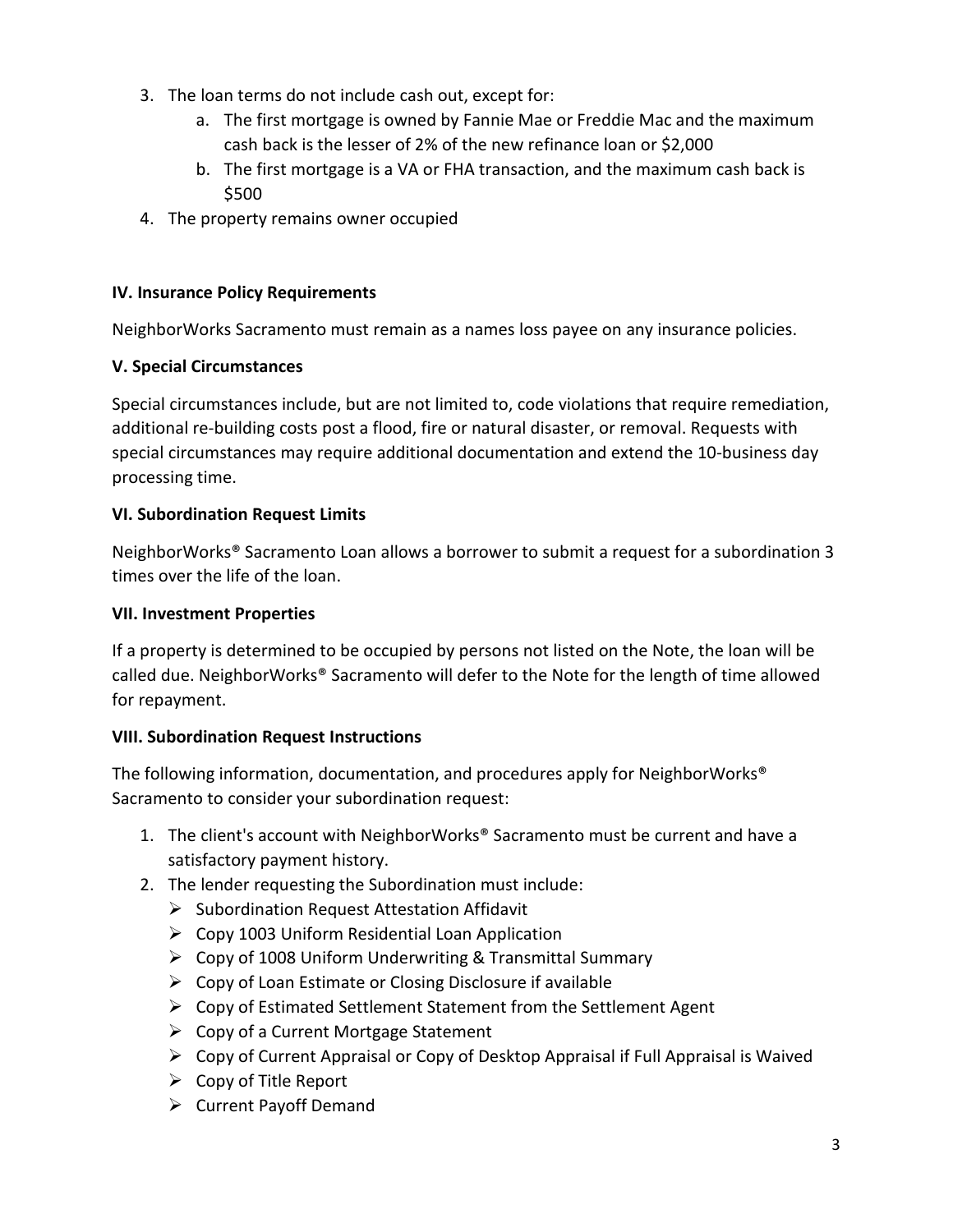3. The loan terms do not include cash out, except for:
    a. The first mortgage is owned by Fannie Mae or Freddie Mac and the maximum cash back is the lesser of 2% of the new refinance loan or $2,000
    b. The first mortgage is a VA or FHA transaction, and the maximum cash back is $500
4. The property remains owner occupied

**IV. Insurance Policy Requirements**

NeighborWorks Sacramento must remain as a names loss payee on any insurance policies.

**V. Special Circumstances**

Special circumstances include, but are not limited to, code violations that require remediation, additional re-building costs post a flood, fire or natural disaster, or removal. Requests with special circumstances may require additional documentation and extend the 10-business day processing time.

**VI. Subordination Request Limits**

NeighborWorks® Sacramento Loan allows a borrower to submit a request for a subordination 3 times over the life of the loan.

**VII. Investment Properties**

If a property is determined to be occupied by persons not listed on the Note, the loan will be called due. NeighborWorks® Sacramento will defer to the Note for the length of time allowed for repayment.

**VIII. Subordination Request Instructions**

The following information, documentation, and procedures apply for NeighborWorks® Sacramento to consider your subordination request:

1. The client's account with NeighborWorks® Sacramento must be current and have a satisfactory payment history.
2. The lender requesting the Subordination must include:
    - Subordination Request Attestation Affidavit
    - Copy 1003 Uniform Residential Loan Application
    - Copy of 1008 Uniform Underwriting & Transmittal Summary
    - Copy of Loan Estimate or Closing Disclosure if available
    - Copy of Estimated Settlement Statement from the Settlement Agent
    - Copy of a Current Mortgage Statement
    - Copy of Current Appraisal or Copy of Desktop Appraisal if Full Appraisal is Waived
    - Copy of Title Report
    - Current Payoff Demand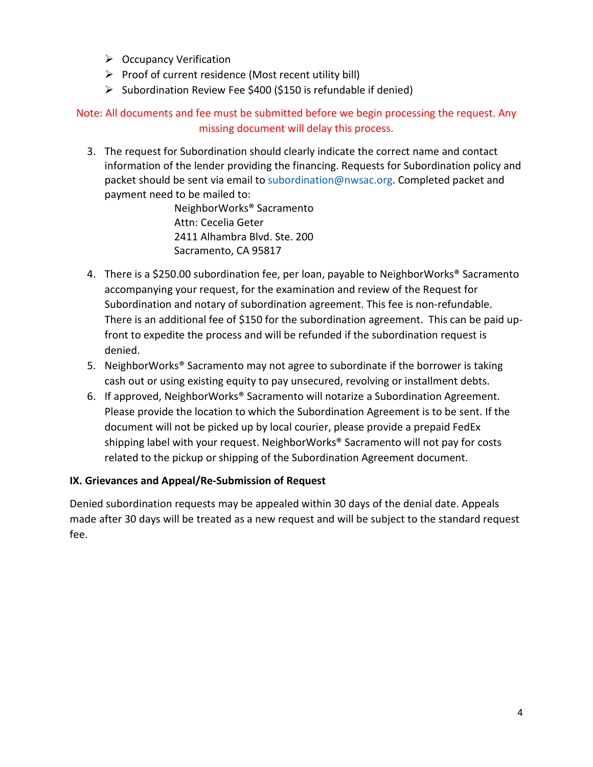- Occupancy Verification
- Proof of current residence (Most recent utility bill)
- Subordination Review Fee $400 ($150 is refundable if denied)

Note: All documents and fee must be submitted before we begin processing the request. Any missing document will delay this process.

3. The request for Subordination should clearly indicate the correct name and contact information of the lender providing the financing. Requests for Subordination policy and packet should be sent via email to subordination@nwsac.org. Completed packet and payment need to be mailed to:

   NeighborWorks® Sacramento
   Attn: Cecelia Geter
   2411 Alhambra Blvd. Ste. 200
   Sacramento, CA 95817

4. There is a $250.00 subordination fee, per loan, payable to NeighborWorks® Sacramento accompanying your request, for the examination and review of the Request for Subordination and notary of subordination agreement. This fee is non-refundable. There is an additional fee of $150 for the subordination agreement. This can be paid up-front to expedite the process and will be refunded if the subordination request is denied.
5. NeighborWorks® Sacramento may not agree to subordinate if the borrower is taking cash out or using existing equity to pay unsecured, revolving or installment debts.
6. If approved, NeighborWorks® Sacramento will notarize a Subordination Agreement. Please provide the location to which the Subordination Agreement is to be sent. If the document will not be picked up by local courier, please provide a prepaid FedEx shipping label with your request. NeighborWorks® Sacramento will not pay for costs related to the pickup or shipping of the Subordination Agreement document.

**IX. Grievances and Appeal/Re-Submission of Request**

Denied subordination requests may be appealed within 30 days of the denial date. Appeals made after 30 days will be treated as a new request and will be subject to the standard request fee.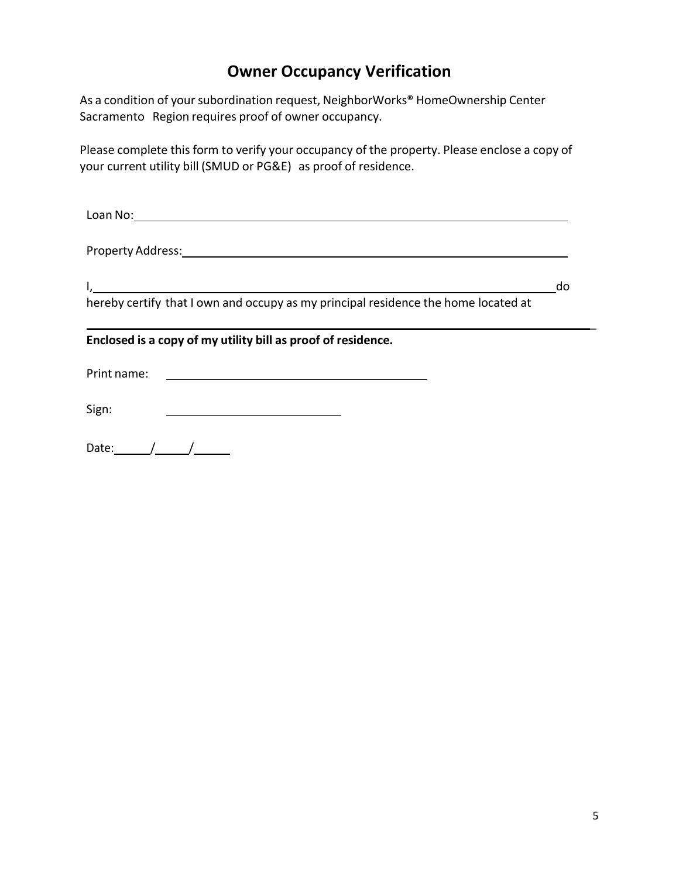# Owner Occupancy Verification

As a condition of your subordination request, NeighborWorks® HomeOwnership Center Sacramento Region requires proof of owner occupancy.

Please complete this form to verify your occupancy of the property. Please enclose a copy of your current utility bill (SMUD or PG&E) as proof of residence.

Loan No: ________________________________________________

Property Address: ________________________________________________

I, ________________________________________________ do hereby certify that I own and occupy as my principal residence the home located at

________________________________________________

**Enclosed is a copy of my utility bill as proof of residence.**

Print name: ______________________________

Sign: ____________________

Date: _____/_____/_____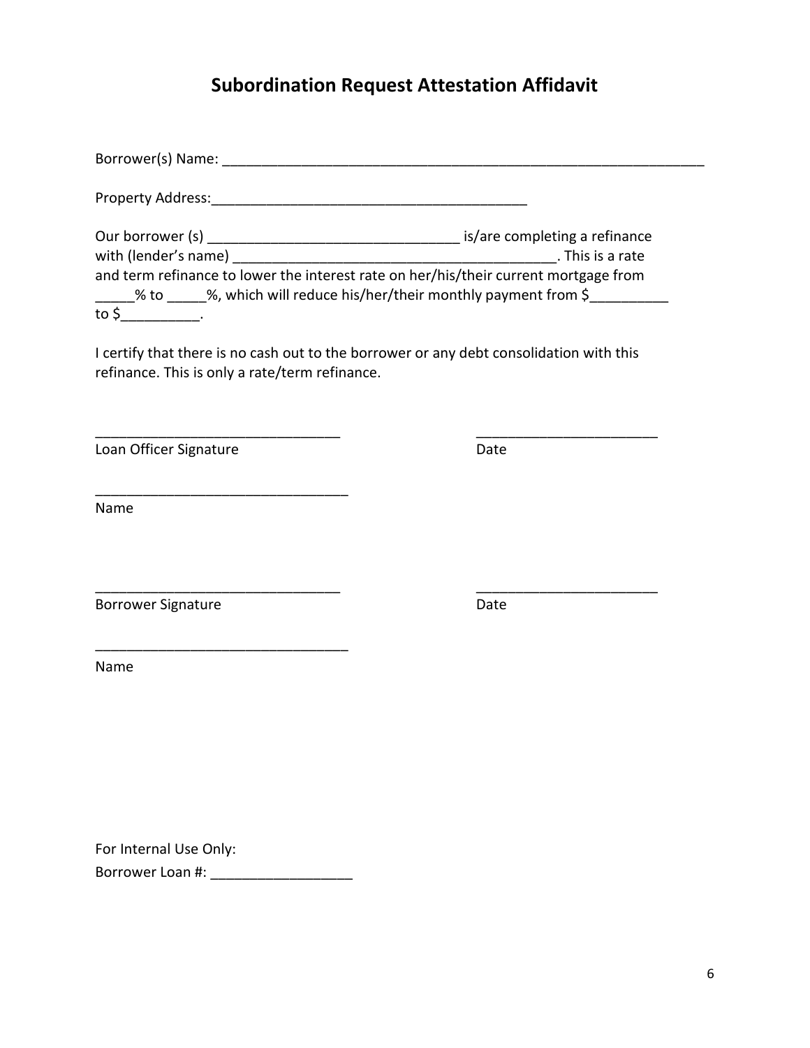# Subordination Request Attestation Affidavit

Borrower(s) Name: ______________________________________________________________

Property Address:________________________________________

Our borrower (s) ________________________________ is/are completing a refinance with (lender's name) ________________________________________. This is a rate and term refinance to lower the interest rate on her/his/their current mortgage from _____% to _____%, which will reduce his/her/their monthly payment from $__________ to $__________.

I certify that there is no cash out to the borrower or any debt consolidation with this refinance. This is only a rate/term refinance.

_______________________________ _______________________

Loan Officer Signature Date

________________________________

Name

_______________________________ _______________________

Borrower Signature Date

________________________________

Name

For Internal Use Only:

Borrower Loan #: __________________